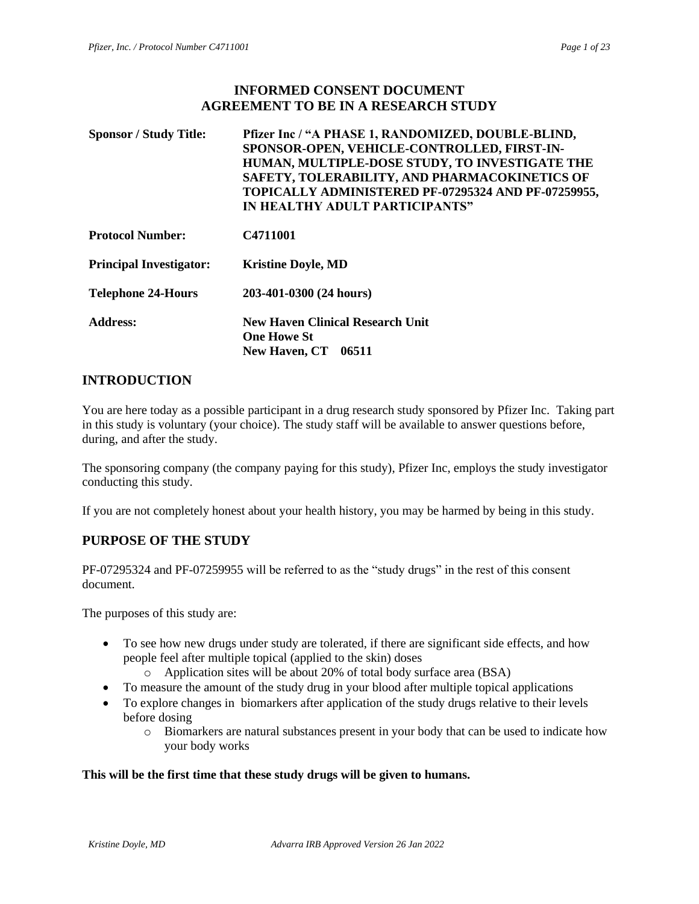# INFORMED CONSENT DOCUMENT
# AGREEMENT TO BE IN A RESEARCH STUDY

| | |
|---|---|
| **Sponsor / Study Title:** | **Pfizer Inc / "A PHASE 1, RANDOMIZED, DOUBLE-BLIND, SPONSOR-OPEN, VEHICLE-CONTROLLED, FIRST-IN-HUMAN, MULTIPLE-DOSE STUDY, TO INVESTIGATE THE SAFETY, TOLERABILITY, AND PHARMACOKINETICS OF TOPICALLY ADMINISTERED PF-07295324 AND PF-07259955, IN HEALTHY ADULT PARTICIPANTS"** |
| **Protocol Number:** | **C4711001** |
| **Principal Investigator:** | **Kristine Doyle, MD** |
| **Telephone 24-Hours** | **203-401-0300 (24 hours)** |
| **Address:** | **New Haven Clinical Research Unit**<br>**One Howe St**<br>**New Haven, CT 06511** |

## INTRODUCTION

You are here today as a possible participant in a drug research study sponsored by Pfizer Inc. Taking part in this study is voluntary (your choice). The study staff will be available to answer questions before, during, and after the study.

The sponsoring company (the company paying for this study), Pfizer Inc, employs the study investigator conducting this study.

If you are not completely honest about your health history, you may be harmed by being in this study.

## PURPOSE OF THE STUDY

PF-07295324 and PF-07259955 will be referred to as the "study drugs" in the rest of this consent document.

The purposes of this study are:

- To see how new drugs under study are tolerated, if there are significant side effects, and how people feel after multiple topical (applied to the skin) doses
  - Application sites will be about 20% of total body surface area (BSA)
- To measure the amount of the study drug in your blood after multiple topical applications
- To explore changes in biomarkers after application of the study drugs relative to their levels before dosing
  - Biomarkers are natural substances present in your body that can be used to indicate how your body works

**This will be the first time that these study drugs will be given to humans.**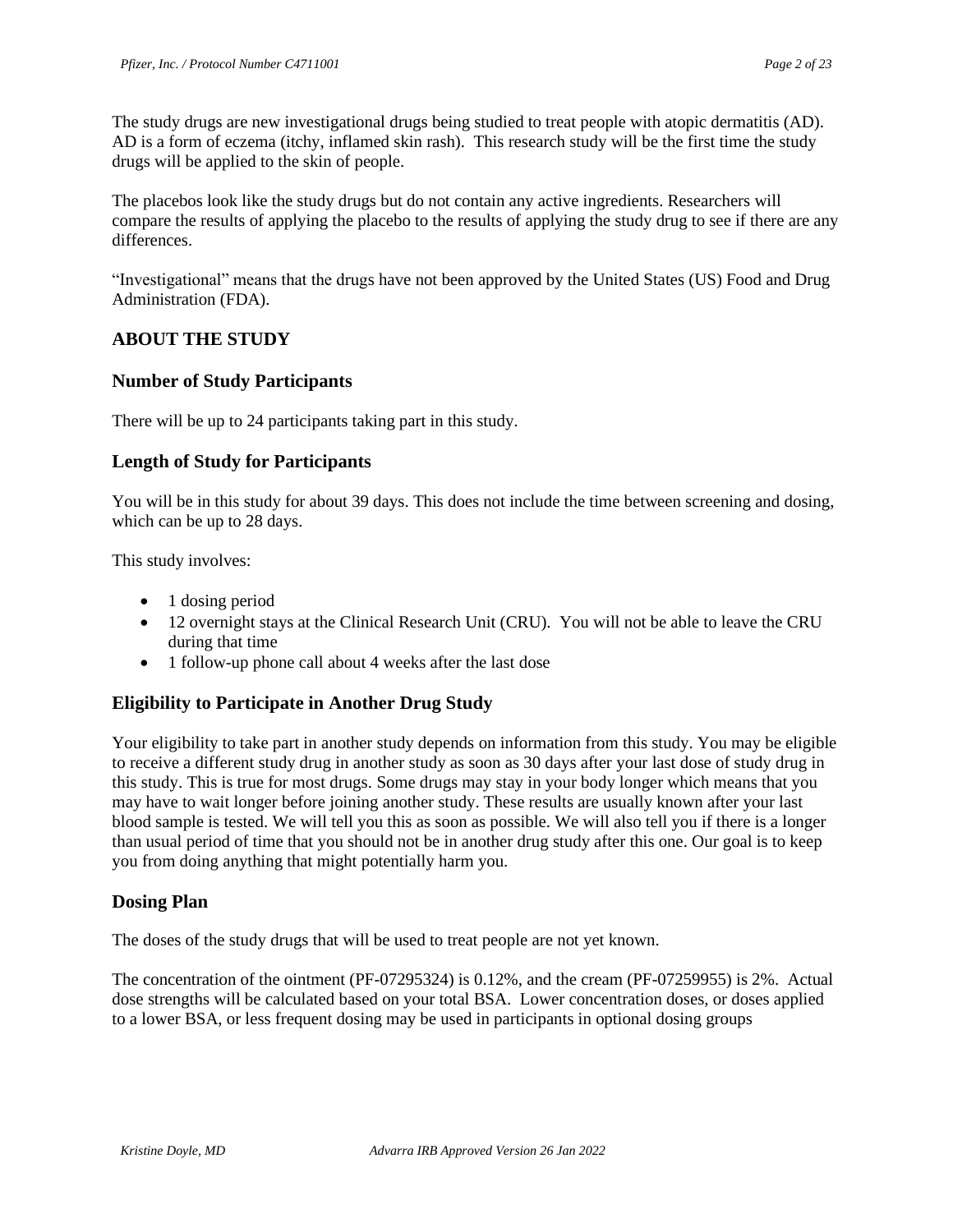The study drugs are new investigational drugs being studied to treat people with atopic dermatitis (AD). AD is a form of eczema (itchy, inflamed skin rash). This research study will be the first time the study drugs will be applied to the skin of people.

The placebos look like the study drugs but do not contain any active ingredients. Researchers will compare the results of applying the placebo to the results of applying the study drug to see if there are any differences.

"Investigational" means that the drugs have not been approved by the United States (US) Food and Drug Administration (FDA).

## ABOUT THE STUDY

### Number of Study Participants

There will be up to 24 participants taking part in this study.

### Length of Study for Participants

You will be in this study for about 39 days. This does not include the time between screening and dosing, which can be up to 28 days.

This study involves:

- 1 dosing period
- 12 overnight stays at the Clinical Research Unit (CRU). You will not be able to leave the CRU during that time
- 1 follow-up phone call about 4 weeks after the last dose

### Eligibility to Participate in Another Drug Study

Your eligibility to take part in another study depends on information from this study. You may be eligible to receive a different study drug in another study as soon as 30 days after your last dose of study drug in this study. This is true for most drugs. Some drugs may stay in your body longer which means that you may have to wait longer before joining another study. These results are usually known after your last blood sample is tested. We will tell you this as soon as possible. We will also tell you if there is a longer than usual period of time that you should not be in another drug study after this one. Our goal is to keep you from doing anything that might potentially harm you.

### Dosing Plan

The doses of the study drugs that will be used to treat people are not yet known.

The concentration of the ointment (PF-07295324) is 0.12%, and the cream (PF-07259955) is 2%. Actual dose strengths will be calculated based on your total BSA. Lower concentration doses, or doses applied to a lower BSA, or less frequent dosing may be used in participants in optional dosing groups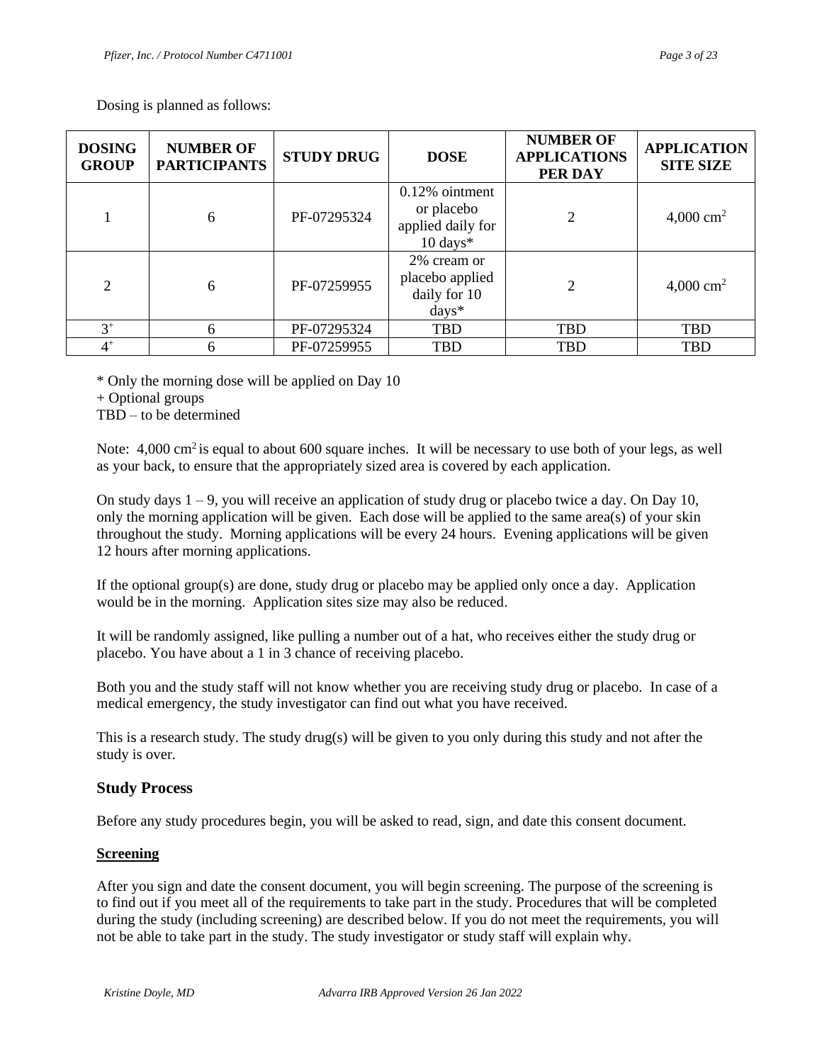Dosing is planned as follows:

| DOSING GROUP | NUMBER OF PARTICIPANTS | STUDY DRUG | DOSE | NUMBER OF APPLICATIONS PER DAY | APPLICATION SITE SIZE |
|---|---|---|---|---|---|
| 1 | 6 | PF-07295324 | 0.12% ointment or placebo applied daily for 10 days* | 2 | 4,000 $cm^2$ |
| 2 | 6 | PF-07259955 | 2% cream or placebo applied daily for 10 days* | 2 | 4,000 $cm^2$ |
| $3^+$ | 6 | PF-07295324 | TBD | TBD | TBD |
| $4^+$ | 6 | PF-07259955 | TBD | TBD | TBD |

* Only the morning dose will be applied on Day 10
+ Optional groups
TBD – to be determined

Note: 4,000 $cm^2$ is equal to about 600 square inches. It will be necessary to use both of your legs, as well as your back, to ensure that the appropriately sized area is covered by each application.

On study days 1 – 9, you will receive an application of study drug or placebo twice a day. On Day 10, only the morning application will be given. Each dose will be applied to the same area(s) of your skin throughout the study. Morning applications will be every 24 hours. Evening applications will be given 12 hours after morning applications.

If the optional group(s) are done, study drug or placebo may be applied only once a day. Application would be in the morning. Application sites size may also be reduced.

It will be randomly assigned, like pulling a number out of a hat, who receives either the study drug or placebo. You have about a 1 in 3 chance of receiving placebo.

Both you and the study staff will not know whether you are receiving study drug or placebo. In case of a medical emergency, the study investigator can find out what you have received.

This is a research study. The study drug(s) will be given to you only during this study and not after the study is over.

## Study Process

Before any study procedures begin, you will be asked to read, sign, and date this consent document.

### Screening

After you sign and date the consent document, you will begin screening. The purpose of the screening is to find out if you meet all of the requirements to take part in the study. Procedures that will be completed during the study (including screening) are described below. If you do not meet the requirements, you will not be able to take part in the study. The study investigator or study staff will explain why.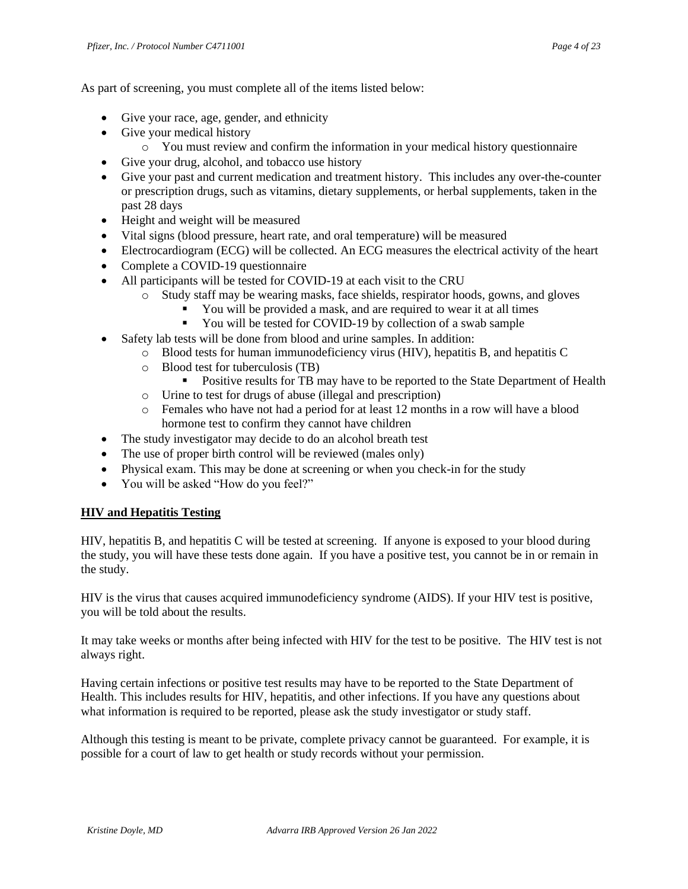As part of screening, you must complete all of the items listed below:

- Give your race, age, gender, and ethnicity
- Give your medical history
  - You must review and confirm the information in your medical history questionnaire
- Give your drug, alcohol, and tobacco use history
- Give your past and current medication and treatment history. This includes any over-the-counter or prescription drugs, such as vitamins, dietary supplements, or herbal supplements, taken in the past 28 days
- Height and weight will be measured
- Vital signs (blood pressure, heart rate, and oral temperature) will be measured
- Electrocardiogram (ECG) will be collected. An ECG measures the electrical activity of the heart
- Complete a COVID-19 questionnaire
- All participants will be tested for COVID-19 at each visit to the CRU
  - Study staff may be wearing masks, face shields, respirator hoods, gowns, and gloves
    - You will be provided a mask, and are required to wear it at all times
    - You will be tested for COVID-19 by collection of a swab sample
- Safety lab tests will be done from blood and urine samples. In addition:
  - Blood tests for human immunodeficiency virus (HIV), hepatitis B, and hepatitis C
  - Blood test for tuberculosis (TB)
    - Positive results for TB may have to be reported to the State Department of Health
  - Urine to test for drugs of abuse (illegal and prescription)
  - Females who have not had a period for at least 12 months in a row will have a blood hormone test to confirm they cannot have children
- The study investigator may decide to do an alcohol breath test
- The use of proper birth control will be reviewed (males only)
- Physical exam. This may be done at screening or when you check-in for the study
- You will be asked "How do you feel?"

## HIV and Hepatitis Testing

HIV, hepatitis B, and hepatitis C will be tested at screening. If anyone is exposed to your blood during the study, you will have these tests done again. If you have a positive test, you cannot be in or remain in the study.

HIV is the virus that causes acquired immunodeficiency syndrome (AIDS). If your HIV test is positive, you will be told about the results.

It may take weeks or months after being infected with HIV for the test to be positive. The HIV test is not always right.

Having certain infections or positive test results may have to be reported to the State Department of Health. This includes results for HIV, hepatitis, and other infections. If you have any questions about what information is required to be reported, please ask the study investigator or study staff.

Although this testing is meant to be private, complete privacy cannot be guaranteed. For example, it is possible for a court of law to get health or study records without your permission.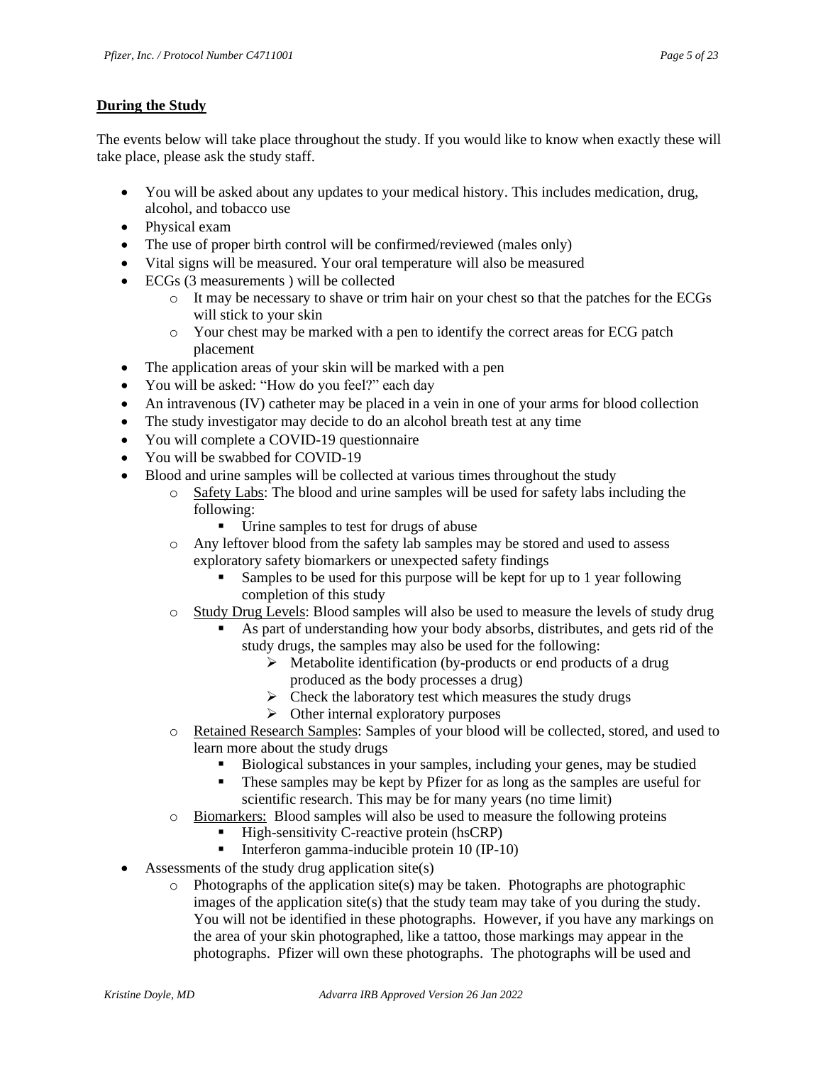**<u>During the Study</u>**

The events below will take place throughout the study. If you would like to know when exactly these will take place, please ask the study staff.

- You will be asked about any updates to your medical history. This includes medication, drug, alcohol, and tobacco use
- Physical exam
- The use of proper birth control will be confirmed/reviewed (males only)
- Vital signs will be measured. Your oral temperature will also be measured
- ECGs (3 measurements ) will be collected
  - It may be necessary to shave or trim hair on your chest so that the patches for the ECGs will stick to your skin
  - Your chest may be marked with a pen to identify the correct areas for ECG patch placement
- The application areas of your skin will be marked with a pen
- You will be asked: "How do you feel?" each day
- An intravenous (IV) catheter may be placed in a vein in one of your arms for blood collection
- The study investigator may decide to do an alcohol breath test at any time
- You will complete a COVID-19 questionnaire
- You will be swabbed for COVID-19
- Blood and urine samples will be collected at various times throughout the study
  - <u>Safety Labs</u>: The blood and urine samples will be used for safety labs including the following:
    - Urine samples to test for drugs of abuse
  - Any leftover blood from the safety lab samples may be stored and used to assess exploratory safety biomarkers or unexpected safety findings
    - Samples to be used for this purpose will be kept for up to 1 year following completion of this study
  - <u>Study Drug Levels</u>: Blood samples will also be used to measure the levels of study drug
    - As part of understanding how your body absorbs, distributes, and gets rid of the study drugs, the samples may also be used for the following:
      - Metabolite identification (by-products or end products of a drug produced as the body processes a drug)
      - Check the laboratory test which measures the study drugs
      - Other internal exploratory purposes
  - <u>Retained Research Samples</u>: Samples of your blood will be collected, stored, and used to learn more about the study drugs
    - Biological substances in your samples, including your genes, may be studied
    - These samples may be kept by Pfizer for as long as the samples are useful for scientific research. This may be for many years (no time limit)
  - <u>Biomarkers:</u> Blood samples will also be used to measure the following proteins
    - High-sensitivity C-reactive protein (hsCRP)
    - Interferon gamma-inducible protein 10 (IP-10)
- Assessments of the study drug application site(s)
  - Photographs of the application site(s) may be taken. Photographs are photographic images of the application site(s) that the study team may take of you during the study. You will not be identified in these photographs. However, if you have any markings on the area of your skin photographed, like a tattoo, those markings may appear in the photographs. Pfizer will own these photographs. The photographs will be used and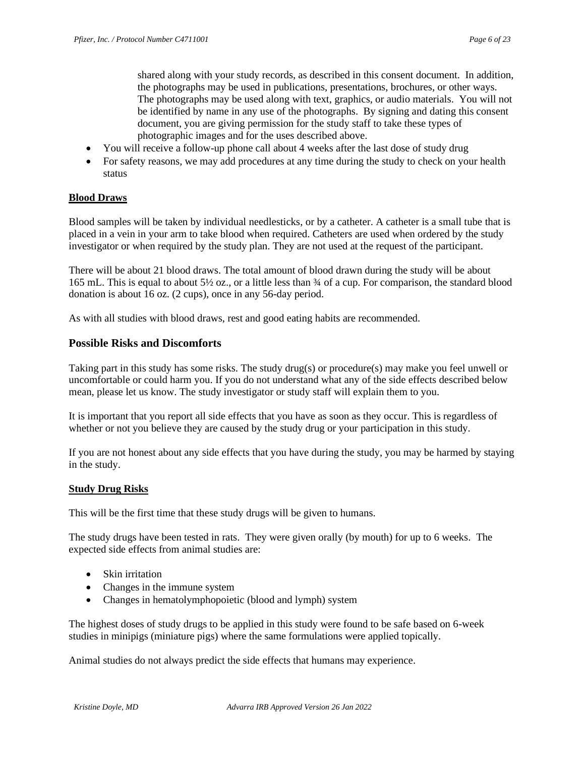shared along with your study records, as described in this consent document. In addition, the photographs may be used in publications, presentations, brochures, or other ways. The photographs may be used along with text, graphics, or audio materials. You will not be identified by name in any use of the photographs. By signing and dating this consent document, you are giving permission for the study staff to take these types of photographic images and for the uses described above.

- You will receive a follow-up phone call about 4 weeks after the last dose of study drug
- For safety reasons, we may add procedures at any time during the study to check on your health status

**Blood Draws**

Blood samples will be taken by individual needlesticks, or by a catheter. A catheter is a small tube that is placed in a vein in your arm to take blood when required. Catheters are used when ordered by the study investigator or when required by the study plan. They are not used at the request of the participant.

There will be about 21 blood draws. The total amount of blood drawn during the study will be about 165 mL. This is equal to about 5½ oz., or a little less than ¾ of a cup. For comparison, the standard blood donation is about 16 oz. (2 cups), once in any 56-day period.

As with all studies with blood draws, rest and good eating habits are recommended.

## Possible Risks and Discomforts

Taking part in this study has some risks. The study drug(s) or procedure(s) may make you feel unwell or uncomfortable or could harm you. If you do not understand what any of the side effects described below mean, please let us know. The study investigator or study staff will explain them to you.

It is important that you report all side effects that you have as soon as they occur. This is regardless of whether or not you believe they are caused by the study drug or your participation in this study.

If you are not honest about any side effects that you have during the study, you may be harmed by staying in the study.

**Study Drug Risks**

This will be the first time that these study drugs will be given to humans.

The study drugs have been tested in rats. They were given orally (by mouth) for up to 6 weeks. The expected side effects from animal studies are:

- Skin irritation
- Changes in the immune system
- Changes in hematolymphopoietic (blood and lymph) system

The highest doses of study drugs to be applied in this study were found to be safe based on 6-week studies in minipigs (miniature pigs) where the same formulations were applied topically.

Animal studies do not always predict the side effects that humans may experience.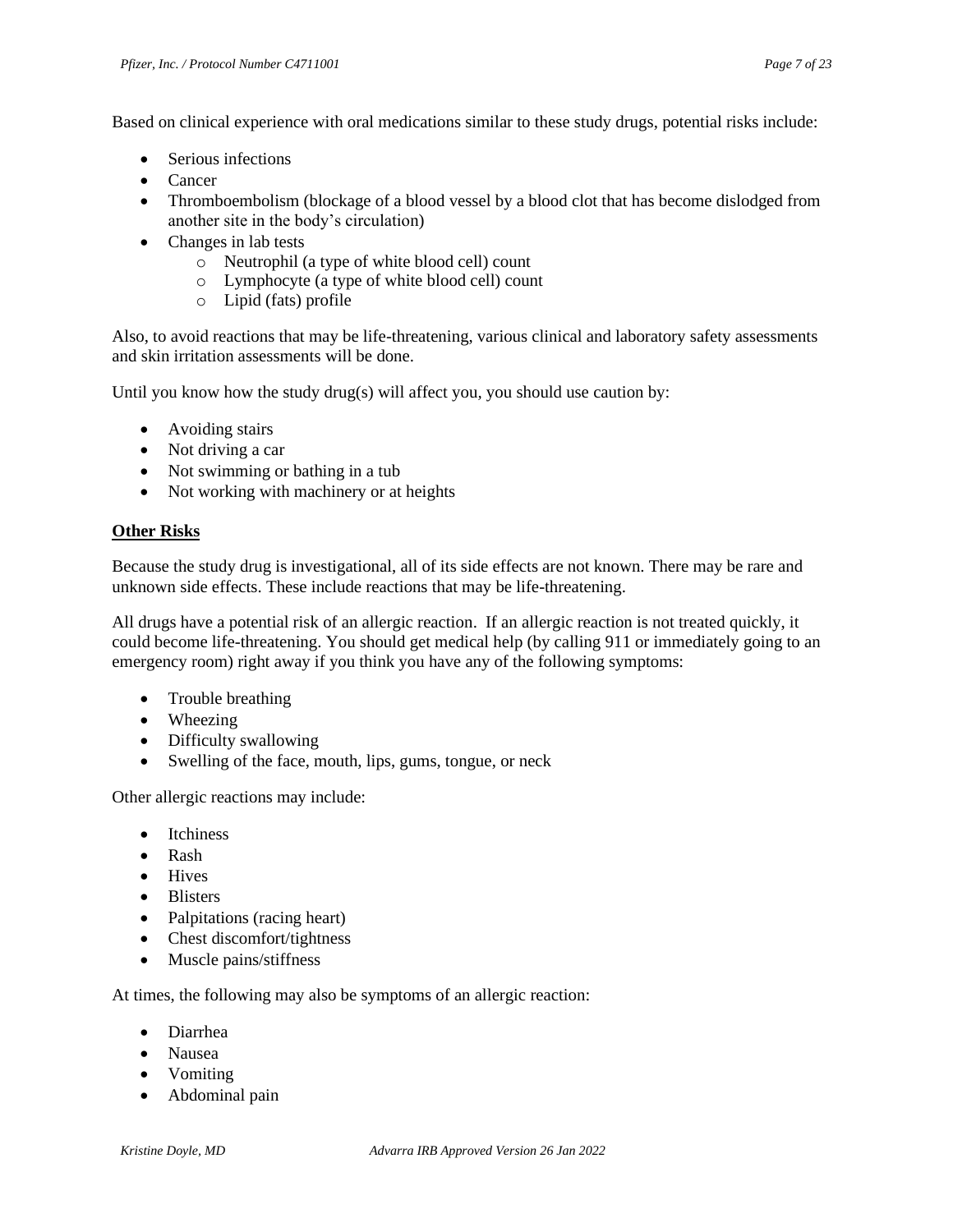Based on clinical experience with oral medications similar to these study drugs, potential risks include:

- Serious infections
- Cancer
- Thromboembolism (blockage of a blood vessel by a blood clot that has become dislodged from another site in the body's circulation)
- Changes in lab tests
  - Neutrophil (a type of white blood cell) count
  - Lymphocyte (a type of white blood cell) count
  - Lipid (fats) profile

Also, to avoid reactions that may be life-threatening, various clinical and laboratory safety assessments and skin irritation assessments will be done.

Until you know how the study drug(s) will affect you, you should use caution by:

- Avoiding stairs
- Not driving a car
- Not swimming or bathing in a tub
- Not working with machinery or at heights

**Other Risks**

Because the study drug is investigational, all of its side effects are not known. There may be rare and unknown side effects. These include reactions that may be life-threatening.

All drugs have a potential risk of an allergic reaction. If an allergic reaction is not treated quickly, it could become life-threatening. You should get medical help (by calling 911 or immediately going to an emergency room) right away if you think you have any of the following symptoms:

- Trouble breathing
- Wheezing
- Difficulty swallowing
- Swelling of the face, mouth, lips, gums, tongue, or neck

Other allergic reactions may include:

- Itchiness
- Rash
- Hives
- Blisters
- Palpitations (racing heart)
- Chest discomfort/tightness
- Muscle pains/stiffness

At times, the following may also be symptoms of an allergic reaction:

- Diarrhea
- Nausea
- Vomiting
- Abdominal pain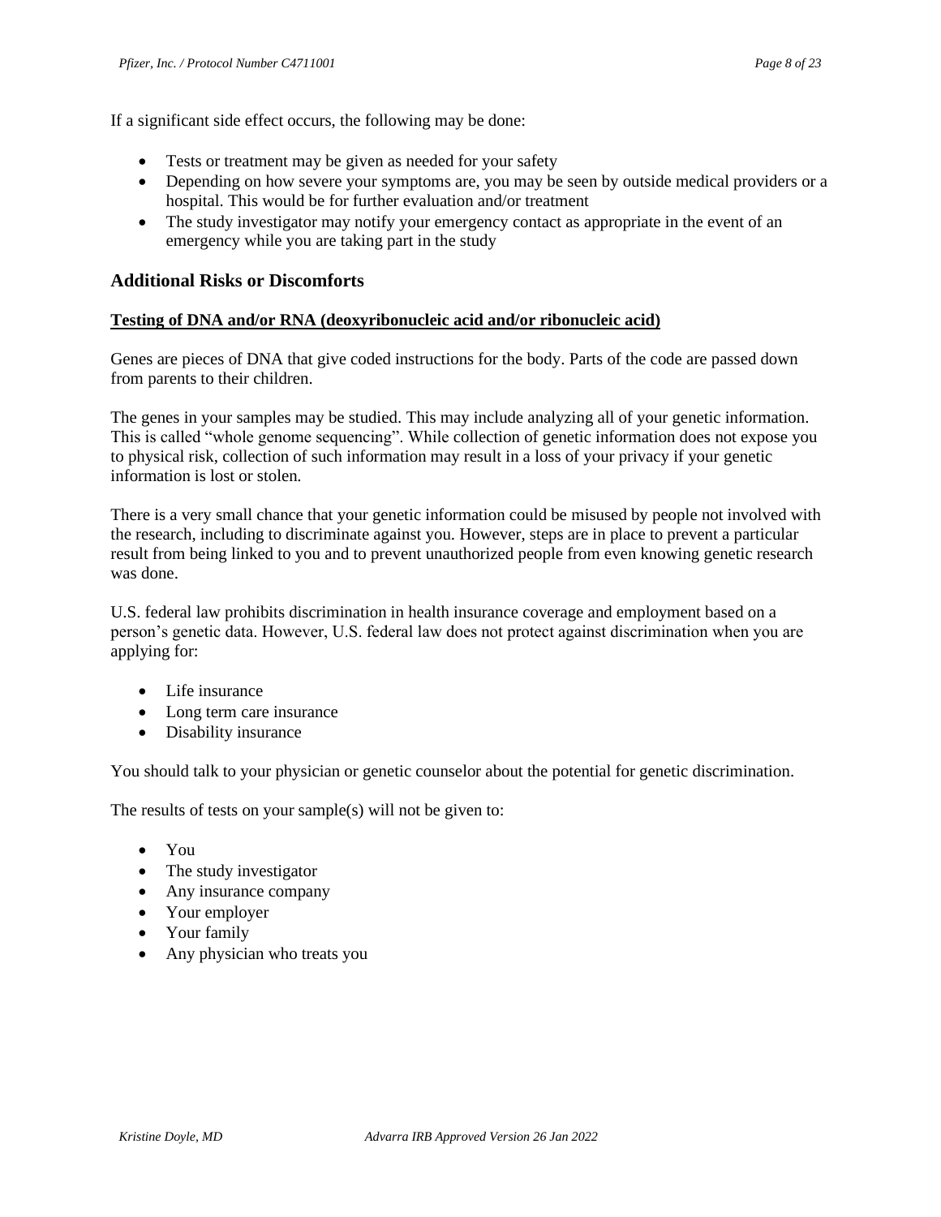If a significant side effect occurs, the following may be done:

- Tests or treatment may be given as needed for your safety
- Depending on how severe your symptoms are, you may be seen by outside medical providers or a hospital. This would be for further evaluation and/or treatment
- The study investigator may notify your emergency contact as appropriate in the event of an emergency while you are taking part in the study

## Additional Risks or Discomforts

**Testing of DNA and/or RNA (deoxyribonucleic acid and/or ribonucleic acid)**

Genes are pieces of DNA that give coded instructions for the body. Parts of the code are passed down from parents to their children.

The genes in your samples may be studied. This may include analyzing all of your genetic information. This is called "whole genome sequencing". While collection of genetic information does not expose you to physical risk, collection of such information may result in a loss of your privacy if your genetic information is lost or stolen.

There is a very small chance that your genetic information could be misused by people not involved with the research, including to discriminate against you. However, steps are in place to prevent a particular result from being linked to you and to prevent unauthorized people from even knowing genetic research was done.

U.S. federal law prohibits discrimination in health insurance coverage and employment based on a person's genetic data. However, U.S. federal law does not protect against discrimination when you are applying for:

- Life insurance
- Long term care insurance
- Disability insurance

You should talk to your physician or genetic counselor about the potential for genetic discrimination.

The results of tests on your sample(s) will not be given to:

- You
- The study investigator
- Any insurance company
- Your employer
- Your family
- Any physician who treats you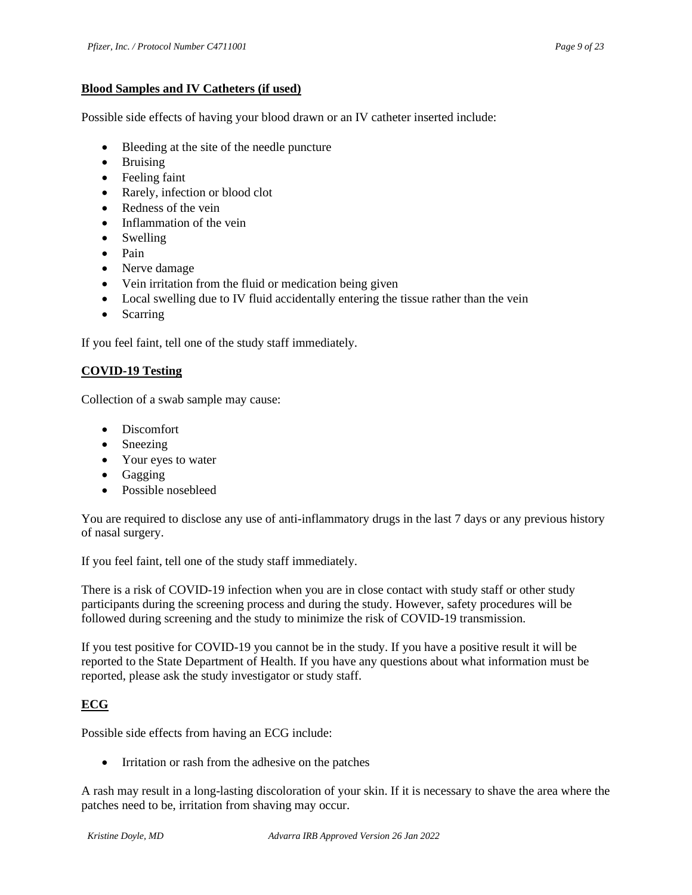**Blood Samples and IV Catheters (if used)**

Possible side effects of having your blood drawn or an IV catheter inserted include:

- Bleeding at the site of the needle puncture
- Bruising
- Feeling faint
- Rarely, infection or blood clot
- Redness of the vein
- Inflammation of the vein
- Swelling
- Pain
- Nerve damage
- Vein irritation from the fluid or medication being given
- Local swelling due to IV fluid accidentally entering the tissue rather than the vein
- Scarring

If you feel faint, tell one of the study staff immediately.

**COVID-19 Testing**

Collection of a swab sample may cause:

- Discomfort
- Sneezing
- Your eyes to water
- Gagging
- Possible nosebleed

You are required to disclose any use of anti-inflammatory drugs in the last 7 days or any previous history of nasal surgery.

If you feel faint, tell one of the study staff immediately.

There is a risk of COVID-19 infection when you are in close contact with study staff or other study participants during the screening process and during the study. However, safety procedures will be followed during screening and the study to minimize the risk of COVID-19 transmission.

If you test positive for COVID-19 you cannot be in the study. If you have a positive result it will be reported to the State Department of Health. If you have any questions about what information must be reported, please ask the study investigator or study staff.

**ECG**

Possible side effects from having an ECG include:

- Irritation or rash from the adhesive on the patches

A rash may result in a long-lasting discoloration of your skin. If it is necessary to shave the area where the patches need to be, irritation from shaving may occur.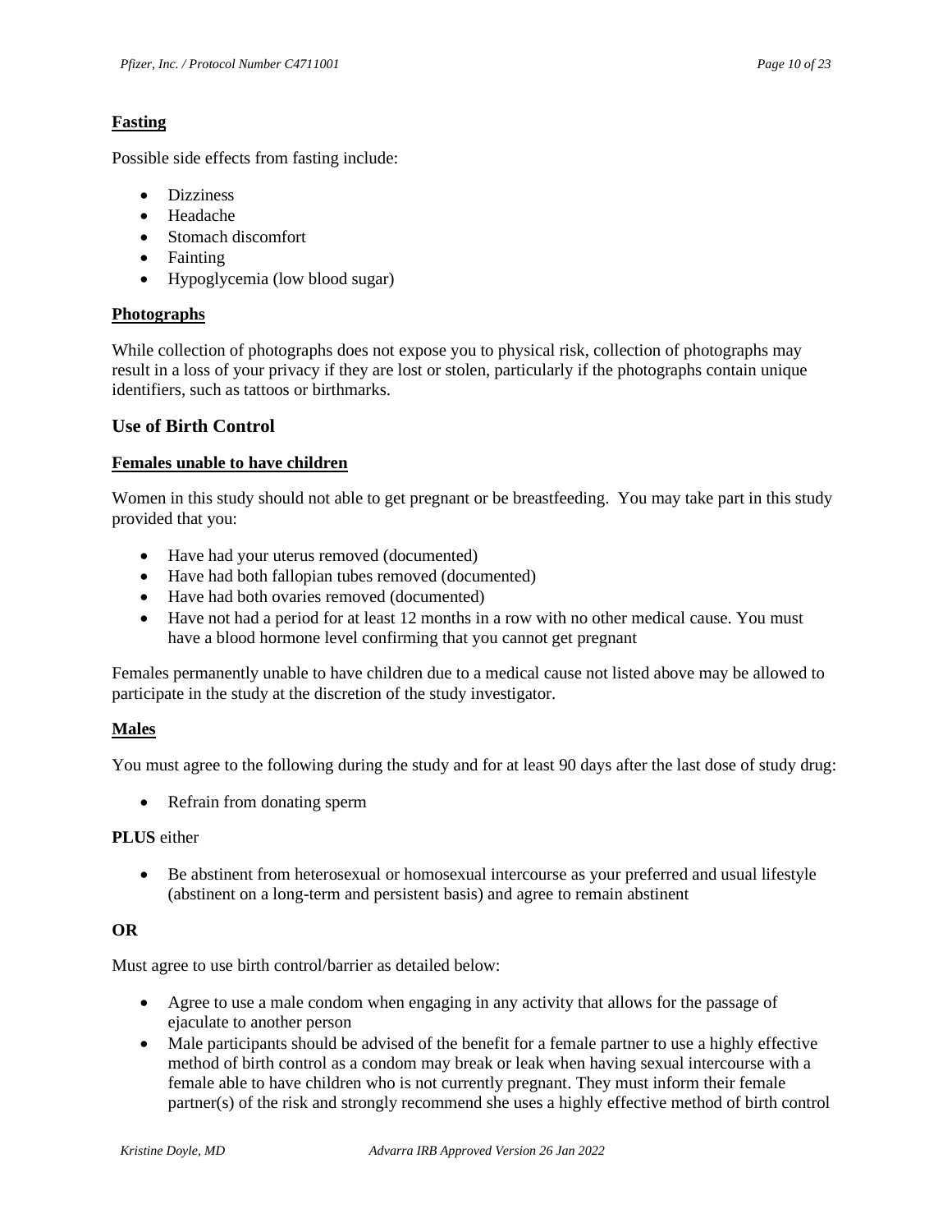**Fasting**

Possible side effects from fasting include:

- Dizziness
- Headache
- Stomach discomfort
- Fainting
- Hypoglycemia (low blood sugar)

**Photographs**

While collection of photographs does not expose you to physical risk, collection of photographs may result in a loss of your privacy if they are lost or stolen, particularly if the photographs contain unique identifiers, such as tattoos or birthmarks.

## Use of Birth Control

**Females unable to have children**

Women in this study should not able to get pregnant or be breastfeeding.  You may take part in this study provided that you:

- Have had your uterus removed (documented)
- Have had both fallopian tubes removed (documented)
- Have had both ovaries removed (documented)
- Have not had a period for at least 12 months in a row with no other medical cause. You must have a blood hormone level confirming that you cannot get pregnant

Females permanently unable to have children due to a medical cause not listed above may be allowed to participate in the study at the discretion of the study investigator.

**Males**

You must agree to the following during the study and for at least 90 days after the last dose of study drug:

- Refrain from donating sperm

**PLUS** either

- Be abstinent from heterosexual or homosexual intercourse as your preferred and usual lifestyle (abstinent on a long-term and persistent basis) and agree to remain abstinent

**OR**

Must agree to use birth control/barrier as detailed below:

- Agree to use a male condom when engaging in any activity that allows for the passage of ejaculate to another person
- Male participants should be advised of the benefit for a female partner to use a highly effective method of birth control as a condom may break or leak when having sexual intercourse with a female able to have children who is not currently pregnant. They must inform their female partner(s) of the risk and strongly recommend she uses a highly effective method of birth control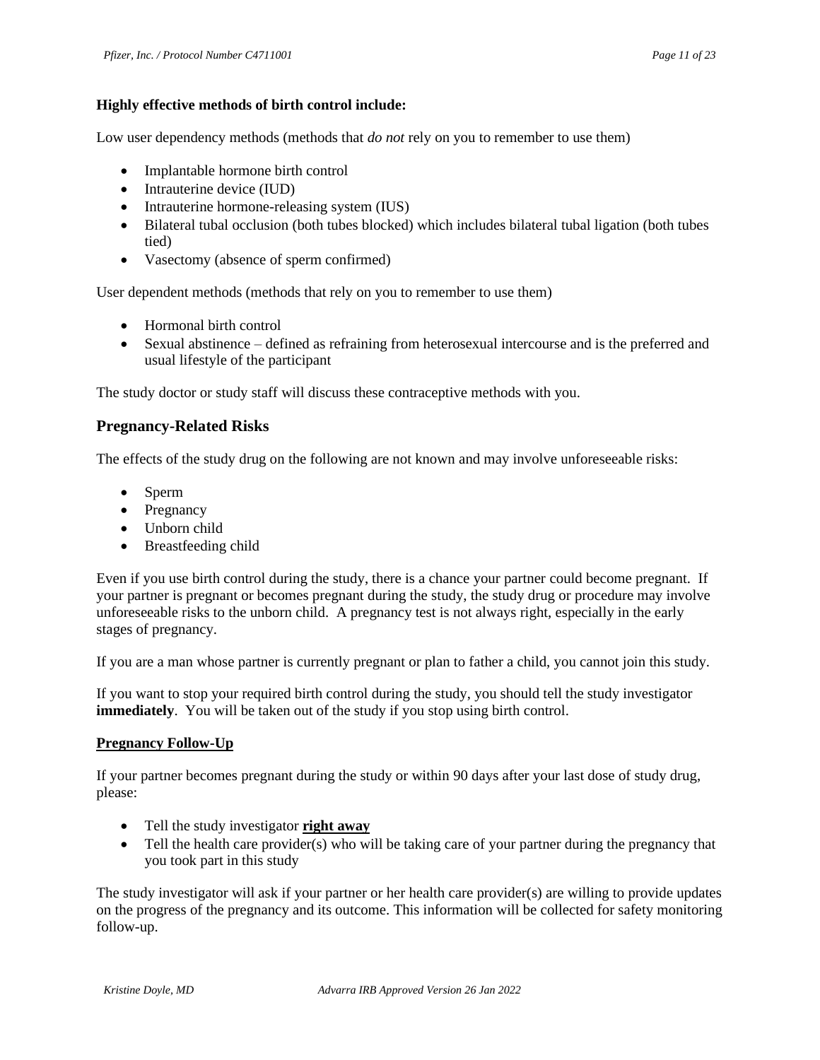**Highly effective methods of birth control include:**

Low user dependency methods (methods that *do not* rely on you to remember to use them)

- Implantable hormone birth control
- Intrauterine device (IUD)
- Intrauterine hormone-releasing system (IUS)
- Bilateral tubal occlusion (both tubes blocked) which includes bilateral tubal ligation (both tubes tied)
- Vasectomy (absence of sperm confirmed)

User dependent methods (methods that rely on you to remember to use them)

- Hormonal birth control
- Sexual abstinence – defined as refraining from heterosexual intercourse and is the preferred and usual lifestyle of the participant

The study doctor or study staff will discuss these contraceptive methods with you.

## Pregnancy-Related Risks

The effects of the study drug on the following are not known and may involve unforeseeable risks:

- Sperm
- Pregnancy
- Unborn child
- Breastfeeding child

Even if you use birth control during the study, there is a chance your partner could become pregnant. If your partner is pregnant or becomes pregnant during the study, the study drug or procedure may involve unforeseeable risks to the unborn child. A pregnancy test is not always right, especially in the early stages of pregnancy.

If you are a man whose partner is currently pregnant or plan to father a child, you cannot join this study.

If you want to stop your required birth control during the study, you should tell the study investigator **immediately**. You will be taken out of the study if you stop using birth control.

**Pregnancy Follow-Up**

If your partner becomes pregnant during the study or within 90 days after your last dose of study drug, please:

- Tell the study investigator **right away**
- Tell the health care provider(s) who will be taking care of your partner during the pregnancy that you took part in this study

The study investigator will ask if your partner or her health care provider(s) are willing to provide updates on the progress of the pregnancy and its outcome. This information will be collected for safety monitoring follow-up.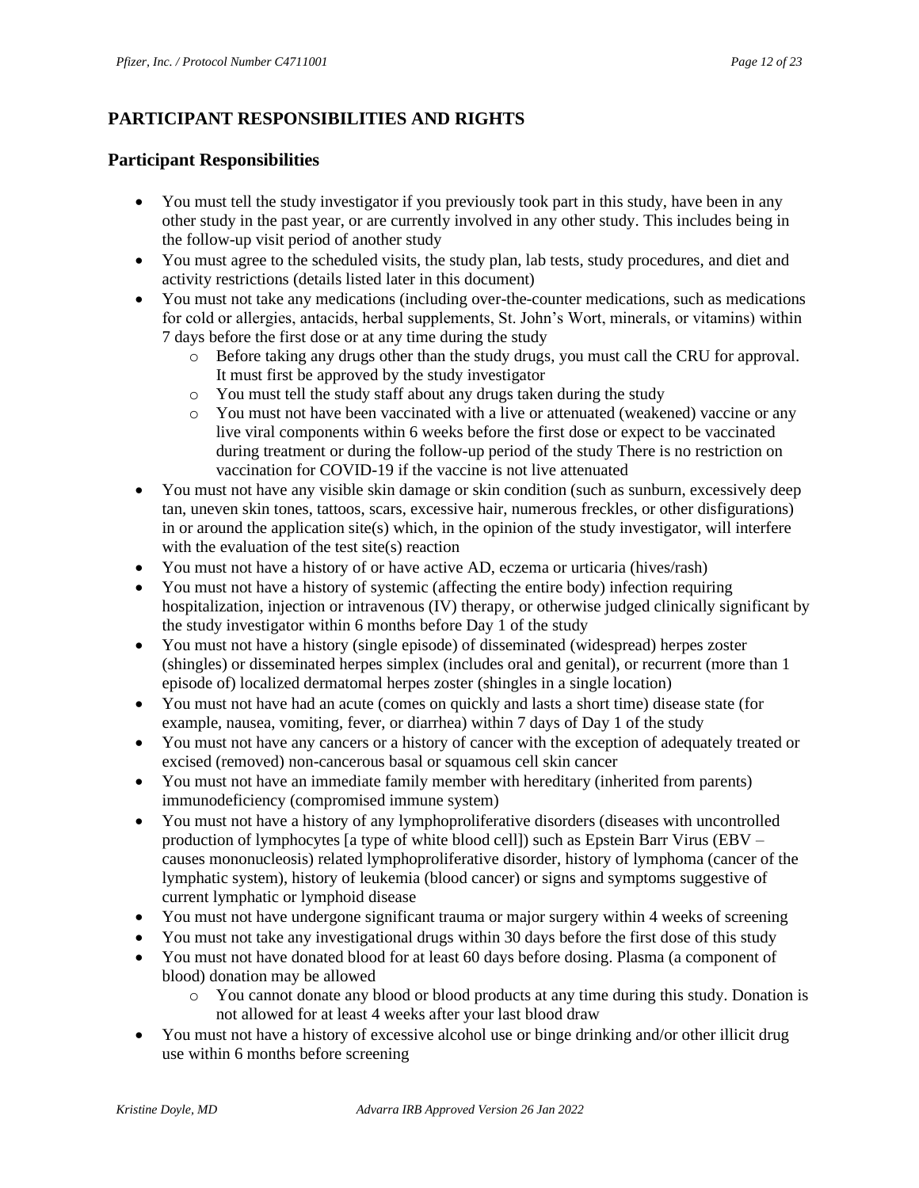## PARTICIPANT RESPONSIBILITIES AND RIGHTS

### Participant Responsibilities

- You must tell the study investigator if you previously took part in this study, have been in any other study in the past year, or are currently involved in any other study. This includes being in the follow-up visit period of another study
- You must agree to the scheduled visits, the study plan, lab tests, study procedures, and diet and activity restrictions (details listed later in this document)
- You must not take any medications (including over-the-counter medications, such as medications for cold or allergies, antacids, herbal supplements, St. John's Wort, minerals, or vitamins) within 7 days before the first dose or at any time during the study
  - Before taking any drugs other than the study drugs, you must call the CRU for approval. It must first be approved by the study investigator
  - You must tell the study staff about any drugs taken during the study
  - You must not have been vaccinated with a live or attenuated (weakened) vaccine or any live viral components within 6 weeks before the first dose or expect to be vaccinated during treatment or during the follow-up period of the study There is no restriction on vaccination for COVID-19 if the vaccine is not live attenuated
- You must not have any visible skin damage or skin condition (such as sunburn, excessively deep tan, uneven skin tones, tattoos, scars, excessive hair, numerous freckles, or other disfigurations) in or around the application site(s) which, in the opinion of the study investigator, will interfere with the evaluation of the test site(s) reaction
- You must not have a history of or have active AD, eczema or urticaria (hives/rash)
- You must not have a history of systemic (affecting the entire body) infection requiring hospitalization, injection or intravenous (IV) therapy, or otherwise judged clinically significant by the study investigator within 6 months before Day 1 of the study
- You must not have a history (single episode) of disseminated (widespread) herpes zoster (shingles) or disseminated herpes simplex (includes oral and genital), or recurrent (more than 1 episode of) localized dermatomal herpes zoster (shingles in a single location)
- You must not have had an acute (comes on quickly and lasts a short time) disease state (for example, nausea, vomiting, fever, or diarrhea) within 7 days of Day 1 of the study
- You must not have any cancers or a history of cancer with the exception of adequately treated or excised (removed) non-cancerous basal or squamous cell skin cancer
- You must not have an immediate family member with hereditary (inherited from parents) immunodeficiency (compromised immune system)
- You must not have a history of any lymphoproliferative disorders (diseases with uncontrolled production of lymphocytes [a type of white blood cell]) such as Epstein Barr Virus (EBV – causes mononucleosis) related lymphoproliferative disorder, history of lymphoma (cancer of the lymphatic system), history of leukemia (blood cancer) or signs and symptoms suggestive of current lymphatic or lymphoid disease
- You must not have undergone significant trauma or major surgery within 4 weeks of screening
- You must not take any investigational drugs within 30 days before the first dose of this study
- You must not have donated blood for at least 60 days before dosing. Plasma (a component of blood) donation may be allowed
  - You cannot donate any blood or blood products at any time during this study. Donation is not allowed for at least 4 weeks after your last blood draw
- You must not have a history of excessive alcohol use or binge drinking and/or other illicit drug use within 6 months before screening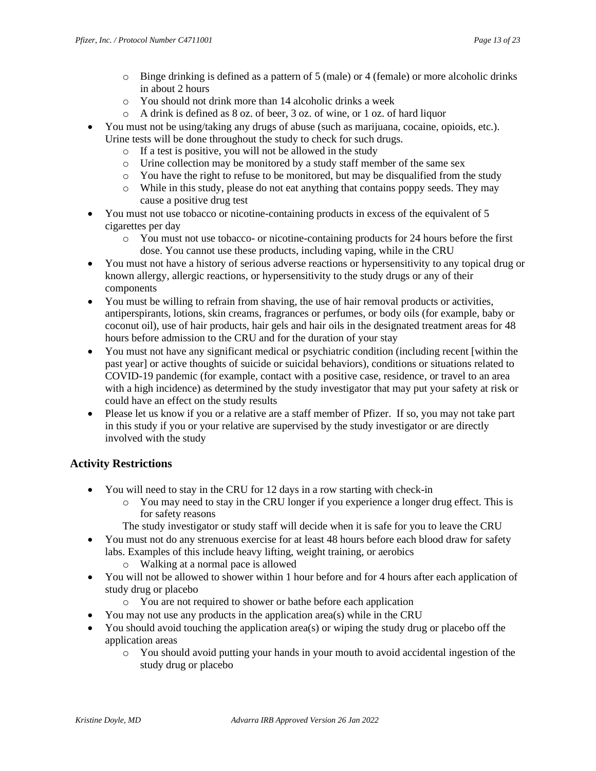- Binge drinking is defined as a pattern of 5 (male) or 4 (female) or more alcoholic drinks in about 2 hours
  - You should not drink more than 14 alcoholic drinks a week
  - A drink is defined as 8 oz. of beer, 3 oz. of wine, or 1 oz. of hard liquor
- You must not be using/taking any drugs of abuse (such as marijuana, cocaine, opioids, etc.). Urine tests will be done throughout the study to check for such drugs.
  - If a test is positive, you will not be allowed in the study
  - Urine collection may be monitored by a study staff member of the same sex
  - You have the right to refuse to be monitored, but may be disqualified from the study
  - While in this study, please do not eat anything that contains poppy seeds. They may cause a positive drug test
- You must not use tobacco or nicotine-containing products in excess of the equivalent of 5 cigarettes per day
  - You must not use tobacco- or nicotine-containing products for 24 hours before the first dose. You cannot use these products, including vaping, while in the CRU
- You must not have a history of serious adverse reactions or hypersensitivity to any topical drug or known allergy, allergic reactions, or hypersensitivity to the study drugs or any of their components
- You must be willing to refrain from shaving, the use of hair removal products or activities, antiperspirants, lotions, skin creams, fragrances or perfumes, or body oils (for example, baby or coconut oil), use of hair products, hair gels and hair oils in the designated treatment areas for 48 hours before admission to the CRU and for the duration of your stay
- You must not have any significant medical or psychiatric condition (including recent [within the past year] or active thoughts of suicide or suicidal behaviors), conditions or situations related to COVID-19 pandemic (for example, contact with a positive case, residence, or travel to an area with a high incidence) as determined by the study investigator that may put your safety at risk or could have an effect on the study results
- Please let us know if you or a relative are a staff member of Pfizer. If so, you may not take part in this study if you or your relative are supervised by the study investigator or are directly involved with the study

## Activity Restrictions

- You will need to stay in the CRU for 12 days in a row starting with check-in
  - You may need to stay in the CRU longer if you experience a longer drug effect. This is for safety reasons

  The study investigator or study staff will decide when it is safe for you to leave the CRU
- You must not do any strenuous exercise for at least 48 hours before each blood draw for safety labs. Examples of this include heavy lifting, weight training, or aerobics
  - Walking at a normal pace is allowed
- You will not be allowed to shower within 1 hour before and for 4 hours after each application of study drug or placebo
  - You are not required to shower or bathe before each application
- You may not use any products in the application area(s) while in the CRU
- You should avoid touching the application area(s) or wiping the study drug or placebo off the application areas
  - You should avoid putting your hands in your mouth to avoid accidental ingestion of the study drug or placebo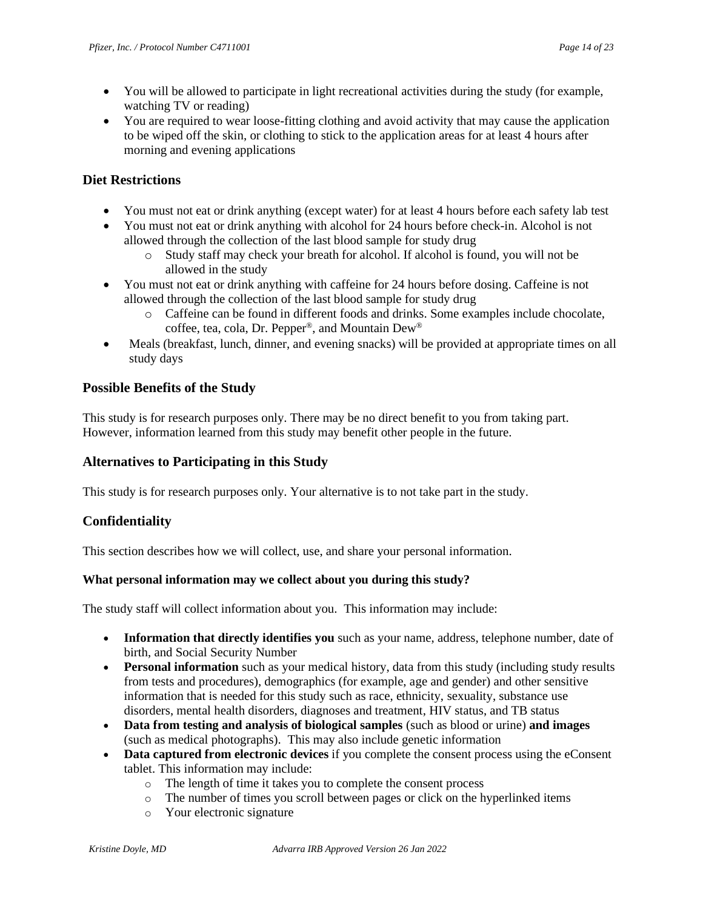- You will be allowed to participate in light recreational activities during the study (for example, watching TV or reading)
- You are required to wear loose-fitting clothing and avoid activity that may cause the application to be wiped off the skin, or clothing to stick to the application areas for at least 4 hours after morning and evening applications

## Diet Restrictions

- You must not eat or drink anything (except water) for at least 4 hours before each safety lab test
- You must not eat or drink anything with alcohol for 24 hours before check-in. Alcohol is not allowed through the collection of the last blood sample for study drug
  - Study staff may check your breath for alcohol. If alcohol is found, you will not be allowed in the study
- You must not eat or drink anything with caffeine for 24 hours before dosing. Caffeine is not allowed through the collection of the last blood sample for study drug
  - Caffeine can be found in different foods and drinks. Some examples include chocolate, coffee, tea, cola, Dr. Pepper®, and Mountain Dew®
- Meals (breakfast, lunch, dinner, and evening snacks) will be provided at appropriate times on all study days

## Possible Benefits of the Study

This study is for research purposes only. There may be no direct benefit to you from taking part. However, information learned from this study may benefit other people in the future.

## Alternatives to Participating in this Study

This study is for research purposes only. Your alternative is to not take part in the study.

## Confidentiality

This section describes how we will collect, use, and share your personal information.

### What personal information may we collect about you during this study?

The study staff will collect information about you. This information may include:

- **Information that directly identifies you** such as your name, address, telephone number, date of birth, and Social Security Number
- **Personal information** such as your medical history, data from this study (including study results from tests and procedures), demographics (for example, age and gender) and other sensitive information that is needed for this study such as race, ethnicity, sexuality, substance use disorders, mental health disorders, diagnoses and treatment, HIV status, and TB status
- **Data from testing and analysis of biological samples** (such as blood or urine) **and images** (such as medical photographs). This may also include genetic information
- **Data captured from electronic devices** if you complete the consent process using the eConsent tablet. This information may include:
  - The length of time it takes you to complete the consent process
  - The number of times you scroll between pages or click on the hyperlinked items
  - Your electronic signature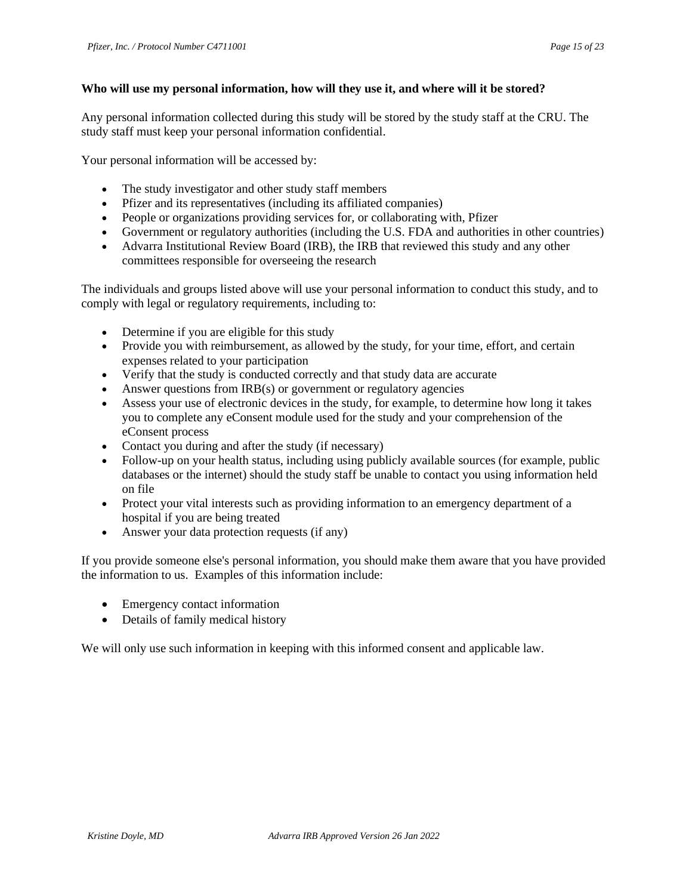**Who will use my personal information, how will they use it, and where will it be stored?**

Any personal information collected during this study will be stored by the study staff at the CRU. The study staff must keep your personal information confidential.

Your personal information will be accessed by:

- The study investigator and other study staff members
- Pfizer and its representatives (including its affiliated companies)
- People or organizations providing services for, or collaborating with, Pfizer
- Government or regulatory authorities (including the U.S. FDA and authorities in other countries)
- Advarra Institutional Review Board (IRB), the IRB that reviewed this study and any other committees responsible for overseeing the research

The individuals and groups listed above will use your personal information to conduct this study, and to comply with legal or regulatory requirements, including to:

- Determine if you are eligible for this study
- Provide you with reimbursement, as allowed by the study, for your time, effort, and certain expenses related to your participation
- Verify that the study is conducted correctly and that study data are accurate
- Answer questions from IRB(s) or government or regulatory agencies
- Assess your use of electronic devices in the study, for example, to determine how long it takes you to complete any eConsent module used for the study and your comprehension of the eConsent process
- Contact you during and after the study (if necessary)
- Follow-up on your health status, including using publicly available sources (for example, public databases or the internet) should the study staff be unable to contact you using information held on file
- Protect your vital interests such as providing information to an emergency department of a hospital if you are being treated
- Answer your data protection requests (if any)

If you provide someone else's personal information, you should make them aware that you have provided the information to us. Examples of this information include:

- Emergency contact information
- Details of family medical history

We will only use such information in keeping with this informed consent and applicable law.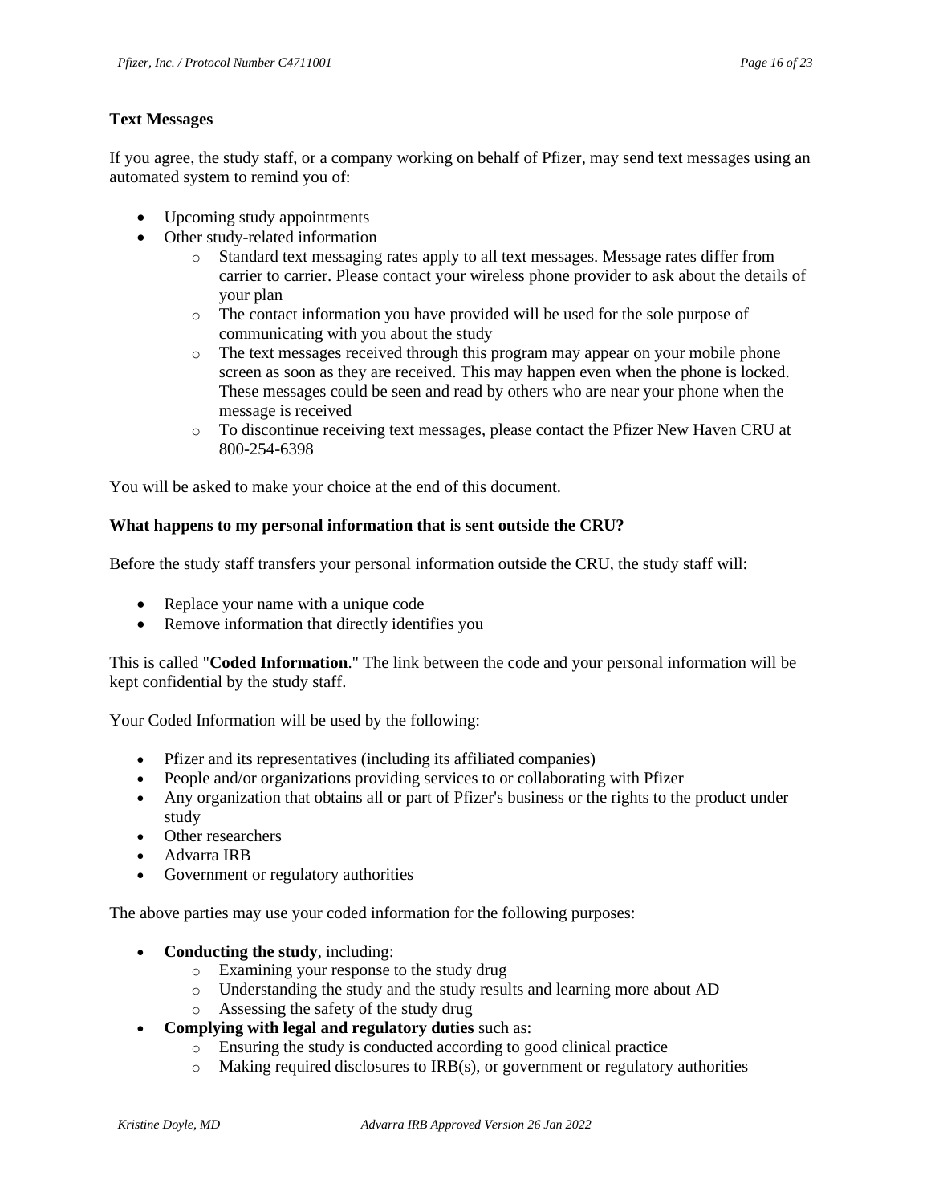**Text Messages**

If you agree, the study staff, or a company working on behalf of Pfizer, may send text messages using an automated system to remind you of:

- Upcoming study appointments
- Other study-related information
  - Standard text messaging rates apply to all text messages. Message rates differ from carrier to carrier. Please contact your wireless phone provider to ask about the details of your plan
  - The contact information you have provided will be used for the sole purpose of communicating with you about the study
  - The text messages received through this program may appear on your mobile phone screen as soon as they are received. This may happen even when the phone is locked. These messages could be seen and read by others who are near your phone when the message is received
  - To discontinue receiving text messages, please contact the Pfizer New Haven CRU at 800-254-6398

You will be asked to make your choice at the end of this document.

**What happens to my personal information that is sent outside the CRU?**

Before the study staff transfers your personal information outside the CRU, the study staff will:

- Replace your name with a unique code
- Remove information that directly identifies you

This is called "**Coded Information**." The link between the code and your personal information will be kept confidential by the study staff.

Your Coded Information will be used by the following:

- Pfizer and its representatives (including its affiliated companies)
- People and/or organizations providing services to or collaborating with Pfizer
- Any organization that obtains all or part of Pfizer's business or the rights to the product under study
- Other researchers
- Advarra IRB
- Government or regulatory authorities

The above parties may use your coded information for the following purposes:

- **Conducting the study**, including:
  - Examining your response to the study drug
  - Understanding the study and the study results and learning more about AD
  - Assessing the safety of the study drug
- **Complying with legal and regulatory duties** such as:
  - Ensuring the study is conducted according to good clinical practice
  - Making required disclosures to IRB(s), or government or regulatory authorities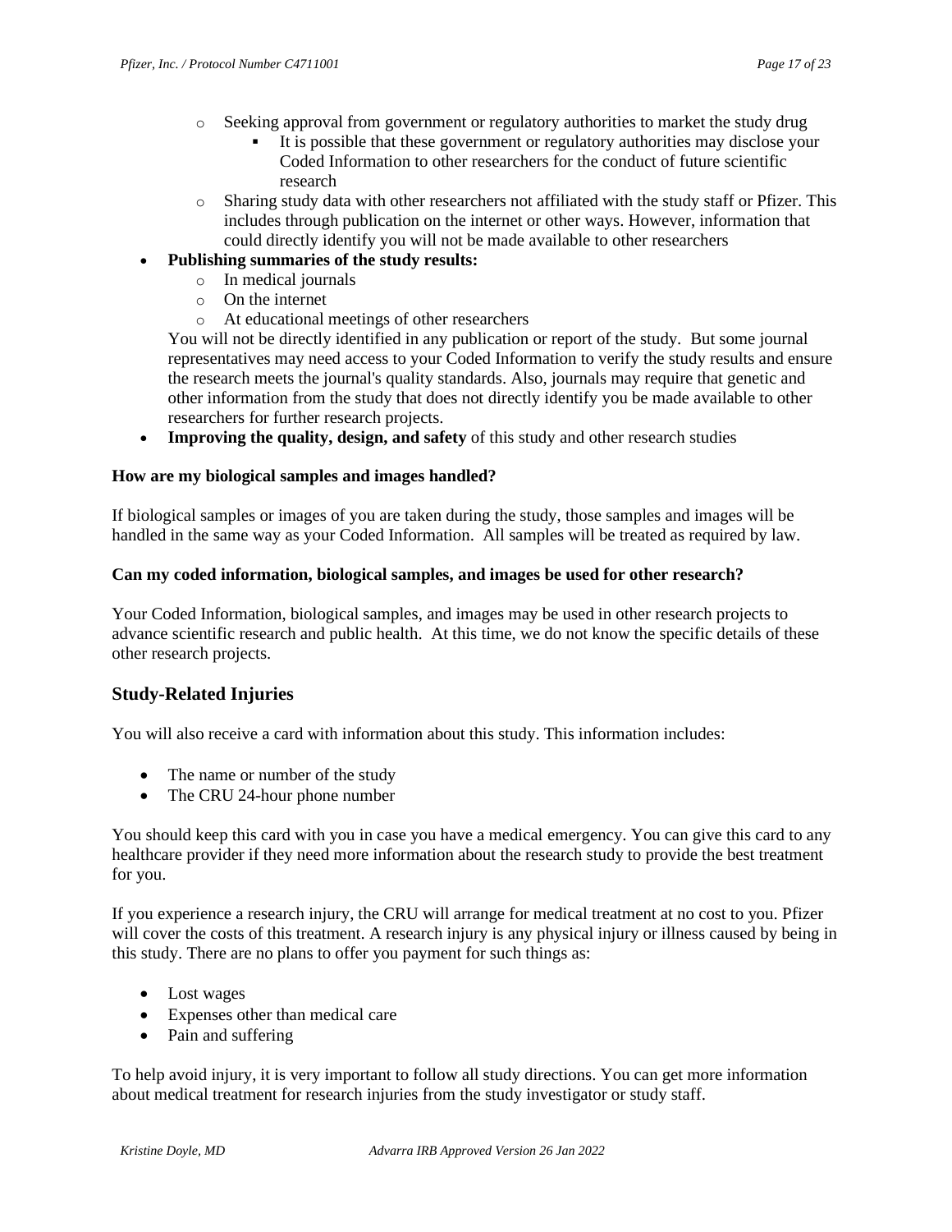- Seeking approval from government or regulatory authorities to market the study drug
        - It is possible that these government or regulatory authorities may disclose your Coded Information to other researchers for the conduct of future scientific research
    - Sharing study data with other researchers not affiliated with the study staff or Pfizer. This includes through publication on the internet or other ways. However, information that could directly identify you will not be made available to other researchers
- **Publishing summaries of the study results:**
    - In medical journals
    - On the internet
    - At educational meetings of other researchers

  You will not be directly identified in any publication or report of the study. But some journal representatives may need access to your Coded Information to verify the study results and ensure the research meets the journal's quality standards. Also, journals may require that genetic and other information from the study that does not directly identify you be made available to other researchers for further research projects.
- **Improving the quality, design, and safety** of this study and other research studies

**How are my biological samples and images handled?**

If biological samples or images of you are taken during the study, those samples and images will be handled in the same way as your Coded Information. All samples will be treated as required by law.

**Can my coded information, biological samples, and images be used for other research?**

Your Coded Information, biological samples, and images may be used in other research projects to advance scientific research and public health. At this time, we do not know the specific details of these other research projects.

## Study-Related Injuries

You will also receive a card with information about this study. This information includes:

- The name or number of the study
- The CRU 24-hour phone number

You should keep this card with you in case you have a medical emergency. You can give this card to any healthcare provider if they need more information about the research study to provide the best treatment for you.

If you experience a research injury, the CRU will arrange for medical treatment at no cost to you. Pfizer will cover the costs of this treatment. A research injury is any physical injury or illness caused by being in this study. There are no plans to offer you payment for such things as:

- Lost wages
- Expenses other than medical care
- Pain and suffering

To help avoid injury, it is very important to follow all study directions. You can get more information about medical treatment for research injuries from the study investigator or study staff.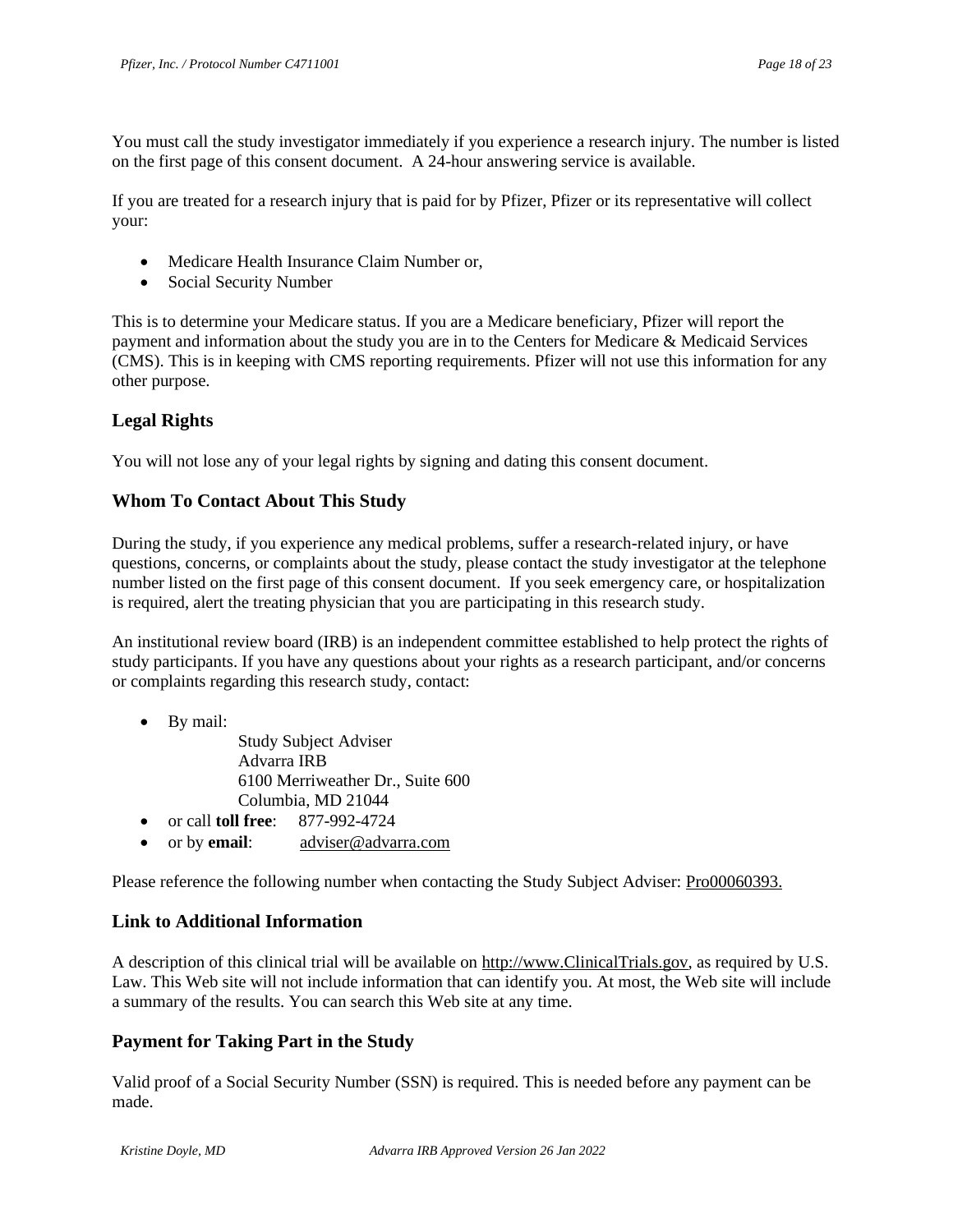You must call the study investigator immediately if you experience a research injury. The number is listed on the first page of this consent document. A 24-hour answering service is available.

If you are treated for a research injury that is paid for by Pfizer, Pfizer or its representative will collect your:

- Medicare Health Insurance Claim Number or,
- Social Security Number

This is to determine your Medicare status. If you are a Medicare beneficiary, Pfizer will report the payment and information about the study you are in to the Centers for Medicare & Medicaid Services (CMS). This is in keeping with CMS reporting requirements. Pfizer will not use this information for any other purpose.

## Legal Rights

You will not lose any of your legal rights by signing and dating this consent document.

## Whom To Contact About This Study

During the study, if you experience any medical problems, suffer a research-related injury, or have questions, concerns, or complaints about the study, please contact the study investigator at the telephone number listed on the first page of this consent document. If you seek emergency care, or hospitalization is required, alert the treating physician that you are participating in this research study.

An institutional review board (IRB) is an independent committee established to help protect the rights of study participants. If you have any questions about your rights as a research participant, and/or concerns or complaints regarding this research study, contact:

- By mail:
  Study Subject Adviser
  Advarra IRB
  6100 Merriweather Dr., Suite 600
  Columbia, MD 21044
- or call **toll free**: 877-992-4724
- or by **email**: adviser@advarra.com

Please reference the following number when contacting the Study Subject Adviser: Pro00060393.

## Link to Additional Information

A description of this clinical trial will be available on http://www.ClinicalTrials.gov, as required by U.S. Law. This Web site will not include information that can identify you. At most, the Web site will include a summary of the results. You can search this Web site at any time.

## Payment for Taking Part in the Study

Valid proof of a Social Security Number (SSN) is required. This is needed before any payment can be made.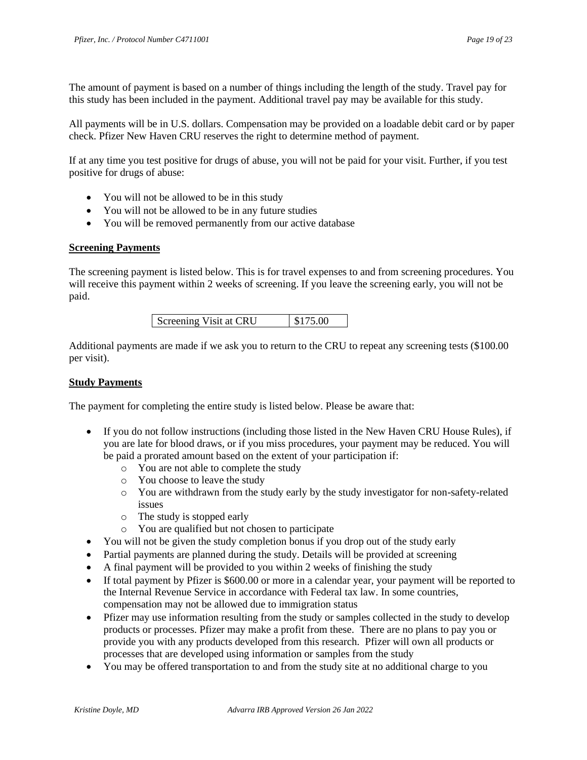The amount of payment is based on a number of things including the length of the study. Travel pay for this study has been included in the payment. Additional travel pay may be available for this study.

All payments will be in U.S. dollars. Compensation may be provided on a loadable debit card or by paper check. Pfizer New Haven CRU reserves the right to determine method of payment.

If at any time you test positive for drugs of abuse, you will not be paid for your visit. Further, if you test positive for drugs of abuse:

- You will not be allowed to be in this study
- You will not be allowed to be in any future studies
- You will be removed permanently from our active database

**Screening Payments**

The screening payment is listed below. This is for travel expenses to and from screening procedures. You will receive this payment within 2 weeks of screening. If you leave the screening early, you will not be paid.

| Screening Visit at CRU | $175.00 |
|---|---|

Additional payments are made if we ask you to return to the CRU to repeat any screening tests ($100.00 per visit).

**Study Payments**

The payment for completing the entire study is listed below. Please be aware that:

- If you do not follow instructions (including those listed in the New Haven CRU House Rules), if you are late for blood draws, or if you miss procedures, your payment may be reduced. You will be paid a prorated amount based on the extent of your participation if:
  - You are not able to complete the study
  - You choose to leave the study
  - You are withdrawn from the study early by the study investigator for non-safety-related issues
  - The study is stopped early
  - You are qualified but not chosen to participate
- You will not be given the study completion bonus if you drop out of the study early
- Partial payments are planned during the study. Details will be provided at screening
- A final payment will be provided to you within 2 weeks of finishing the study
- If total payment by Pfizer is $600.00 or more in a calendar year, your payment will be reported to the Internal Revenue Service in accordance with Federal tax law. In some countries, compensation may not be allowed due to immigration status
- Pfizer may use information resulting from the study or samples collected in the study to develop products or processes. Pfizer may make a profit from these. There are no plans to pay you or provide you with any products developed from this research. Pfizer will own all products or processes that are developed using information or samples from the study
- You may be offered transportation to and from the study site at no additional charge to you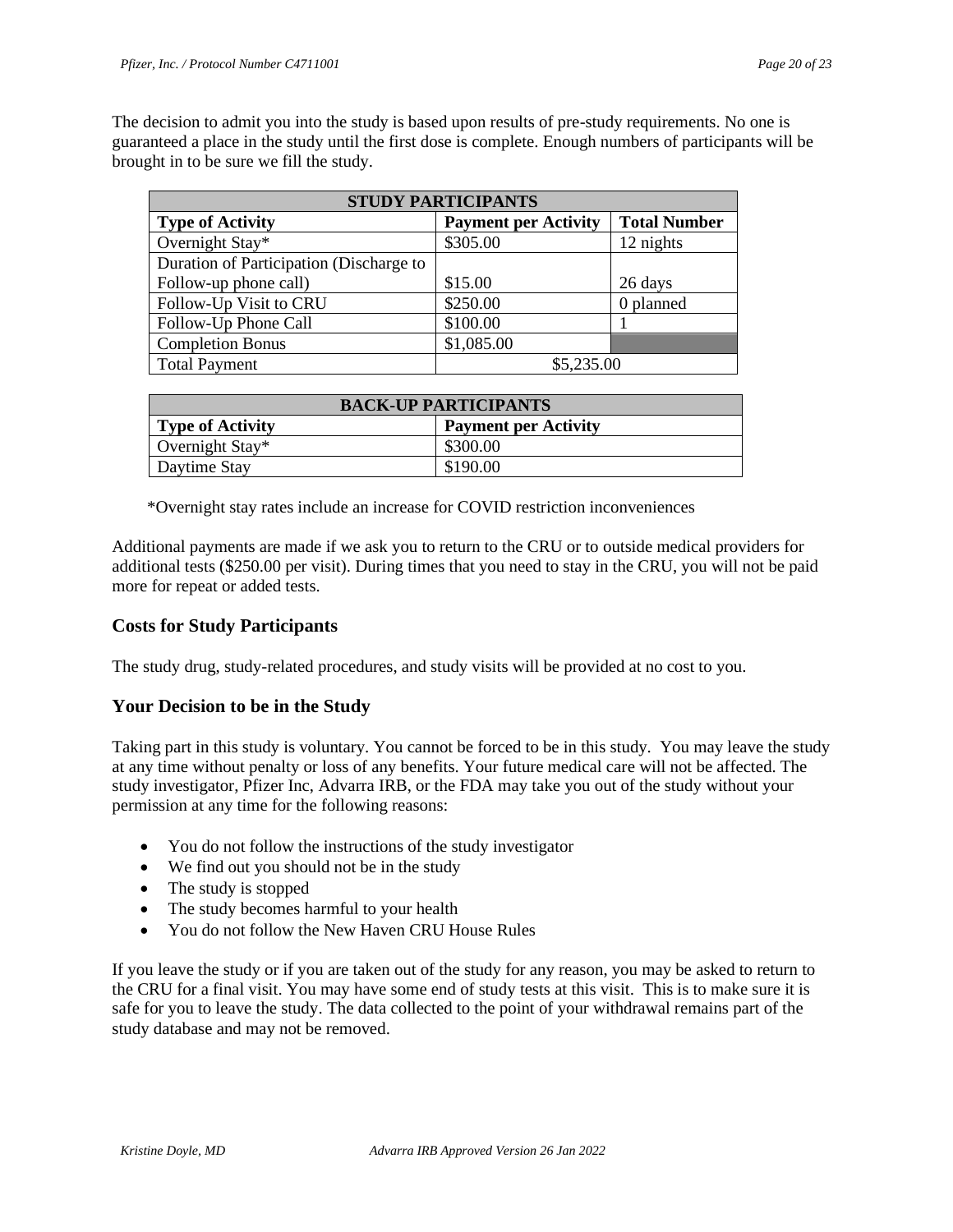The decision to admit you into the study is based upon results of pre-study requirements. No one is guaranteed a place in the study until the first dose is complete. Enough numbers of participants will be brought in to be sure we fill the study.

| STUDY PARTICIPANTS | | |
|---|---|---|
| **Type of Activity** | **Payment per Activity** | **Total Number** |
| Overnight Stay* | $305.00 | 12 nights |
| Duration of Participation (Discharge to Follow-up phone call) | $15.00 | 26 days |
| Follow-Up Visit to CRU | $250.00 | 0 planned |
| Follow-Up Phone Call | $100.00 | 1 |
| Completion Bonus | $1,085.00 | |
| Total Payment | $5,235.00 | |

| BACK-UP PARTICIPANTS | |
|---|---|
| **Type of Activity** | **Payment per Activity** |
| Overnight Stay* | $300.00 |
| Daytime Stay | $190.00 |

*Overnight stay rates include an increase for COVID restriction inconveniences

Additional payments are made if we ask you to return to the CRU or to outside medical providers for additional tests ($250.00 per visit). During times that you need to stay in the CRU, you will not be paid more for repeat or added tests.

## Costs for Study Participants

The study drug, study-related procedures, and study visits will be provided at no cost to you.

## Your Decision to be in the Study

Taking part in this study is voluntary. You cannot be forced to be in this study. You may leave the study at any time without penalty or loss of any benefits. Your future medical care will not be affected. The study investigator, Pfizer Inc, Advarra IRB, or the FDA may take you out of the study without your permission at any time for the following reasons:

- You do not follow the instructions of the study investigator
- We find out you should not be in the study
- The study is stopped
- The study becomes harmful to your health
- You do not follow the New Haven CRU House Rules

If you leave the study or if you are taken out of the study for any reason, you may be asked to return to the CRU for a final visit. You may have some end of study tests at this visit. This is to make sure it is safe for you to leave the study. The data collected to the point of your withdrawal remains part of the study database and may not be removed.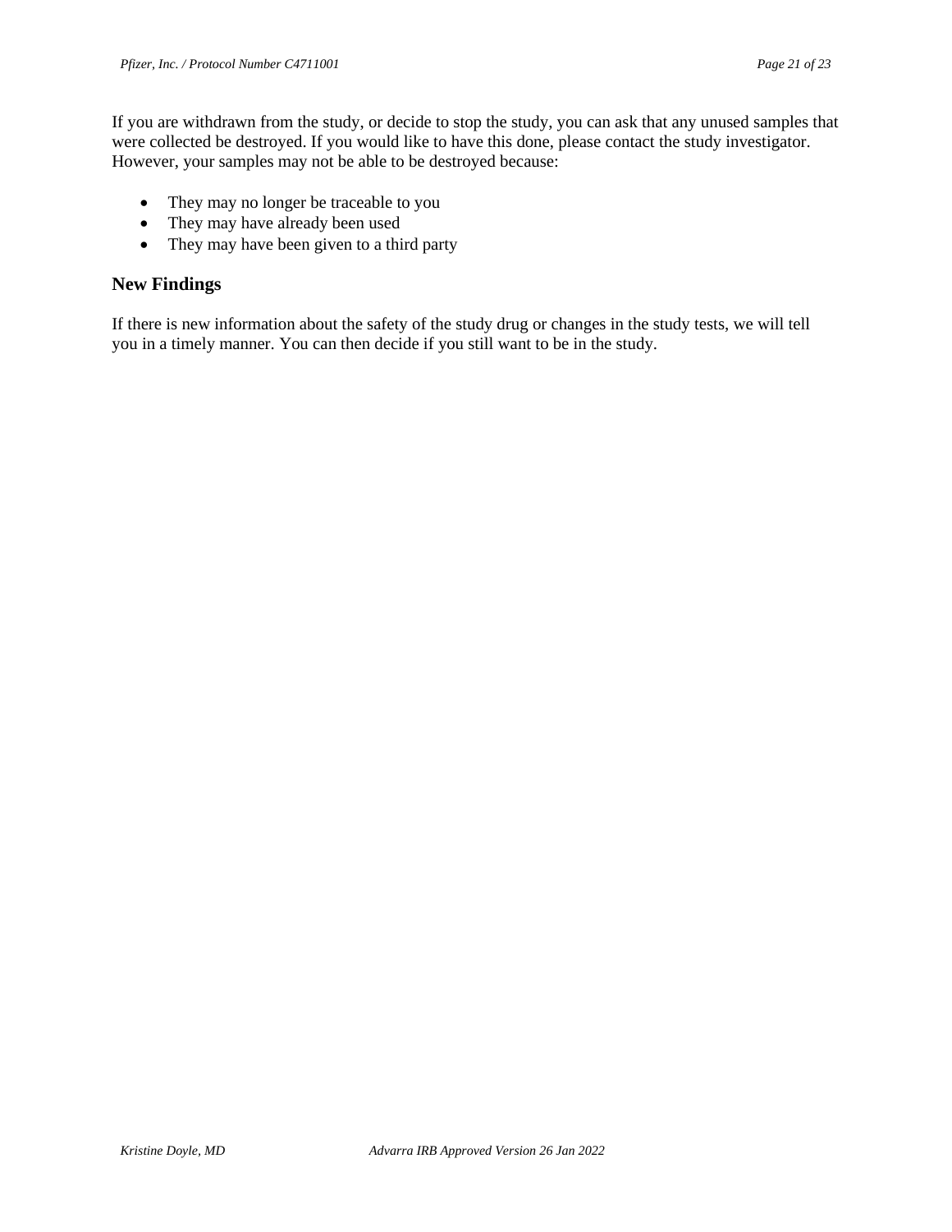If you are withdrawn from the study, or decide to stop the study, you can ask that any unused samples that were collected be destroyed. If you would like to have this done, please contact the study investigator. However, your samples may not be able to be destroyed because:

- They may no longer be traceable to you
- They may have already been used
- They may have been given to a third party

## New Findings

If there is new information about the safety of the study drug or changes in the study tests, we will tell you in a timely manner. You can then decide if you still want to be in the study.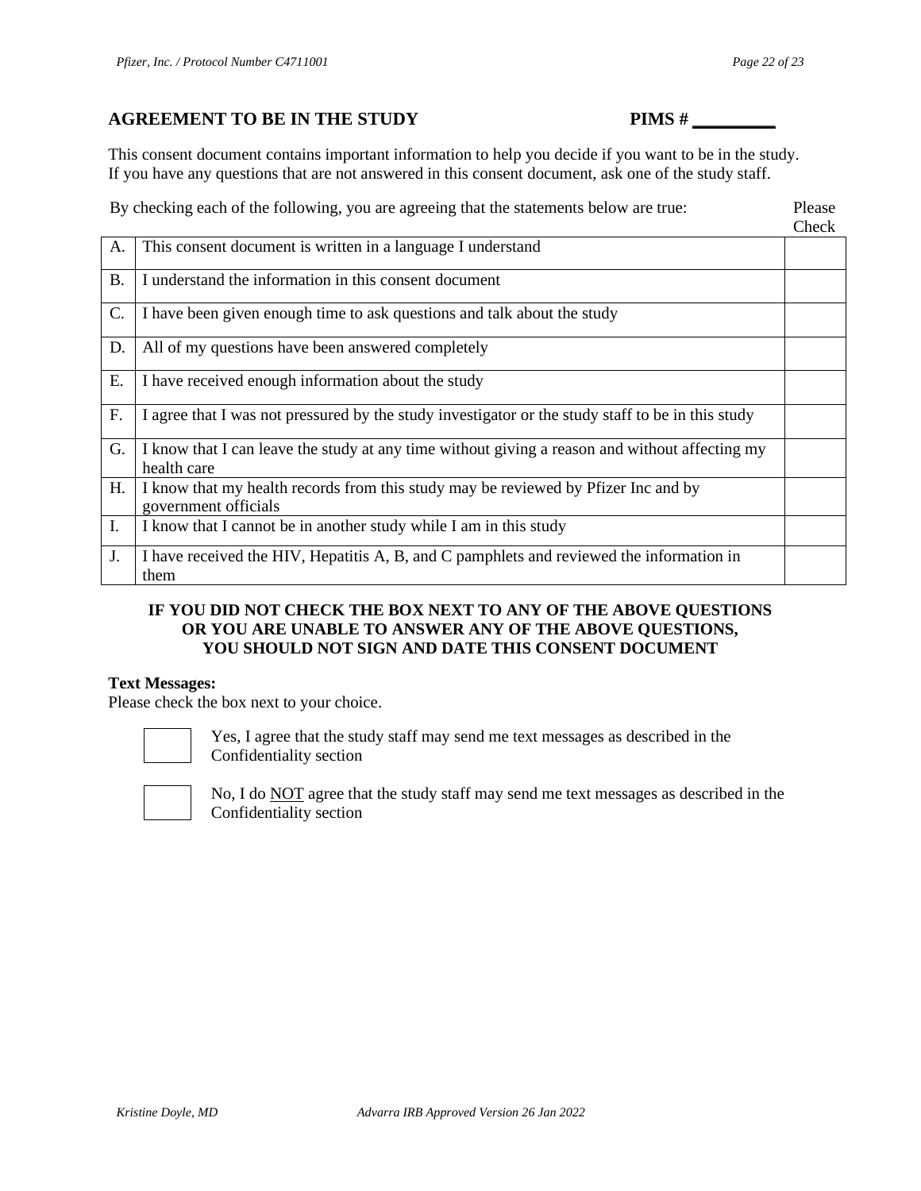## AGREEMENT TO BE IN THE STUDY

**PIMS # _________**

This consent document contains important information to help you decide if you want to be in the study. If you have any questions that are not answered in this consent document, ask one of the study staff.

By checking each of the following, you are agreeing that the statements below are true:

| | | Please Check |
|---|---|---|
| A. | This consent document is written in a language I understand | |
| B. | I understand the information in this consent document | |
| C. | I have been given enough time to ask questions and talk about the study | |
| D. | All of my questions have been answered completely | |
| E. | I have received enough information about the study | |
| F. | I agree that I was not pressured by the study investigator or the study staff to be in this study | |
| G. | I know that I can leave the study at any time without giving a reason and without affecting my health care | |
| H. | I know that my health records from this study may be reviewed by Pfizer Inc and by government officials | |
| I. | I know that I cannot be in another study while I am in this study | |
| J. | I have received the HIV, Hepatitis A, B, and C pamphlets and reviewed the information in them | |

**IF YOU DID NOT CHECK THE BOX NEXT TO ANY OF THE ABOVE QUESTIONS OR YOU ARE UNABLE TO ANSWER ANY OF THE ABOVE QUESTIONS, YOU SHOULD NOT SIGN AND DATE THIS CONSENT DOCUMENT**

**Text Messages:**

Please check the box next to your choice.

☐ Yes, I agree that the study staff may send me text messages as described in the Confidentiality section

☐ No, I do <u>NOT</u> agree that the study staff may send me text messages as described in the Confidentiality section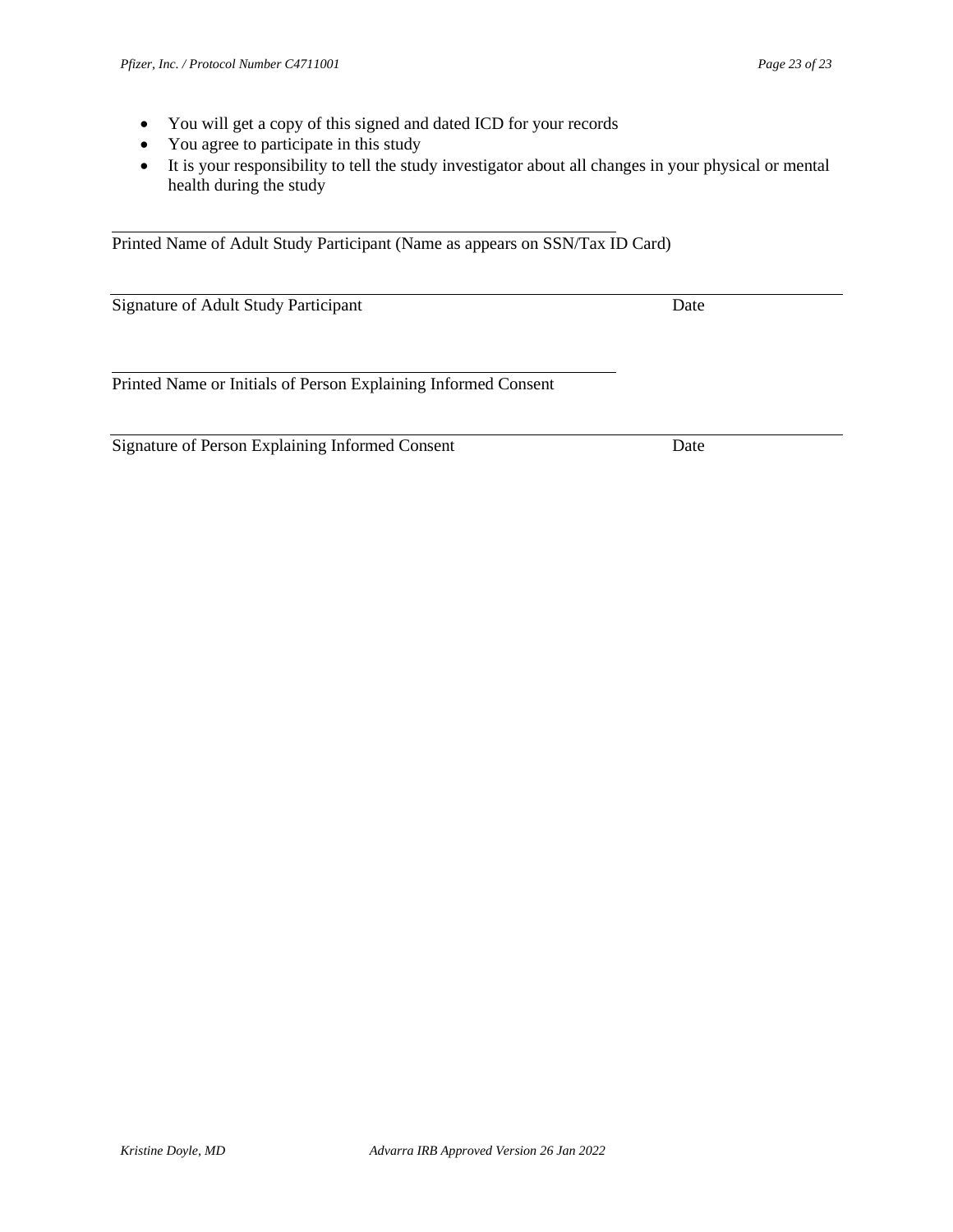- You will get a copy of this signed and dated ICD for your records
- You agree to participate in this study
- It is your responsibility to tell the study investigator about all changes in your physical or mental health during the study

\_\_\_\_\_\_\_\_\_\_\_\_\_\_\_\_\_\_\_\_\_\_\_\_\_\_\_\_\_\_\_\_\_\_\_\_\_\_\_\_\_\_\_\_\_\_\_\_

Printed Name of Adult Study Participant (Name as appears on SSN/Tax ID Card)

\_\_\_\_\_\_\_\_\_\_\_\_\_\_\_\_\_\_\_\_\_\_\_\_\_\_\_\_\_\_\_\_\_\_\_\_\_\_\_\_\_\_\_\_\_\_\_\_\_\_\_\_\_\_\_\_\_\_\_\_\_\_\_\_\_\_\_\_

Signature of Adult Study Participant                                        Date

\_\_\_\_\_\_\_\_\_\_\_\_\_\_\_\_\_\_\_\_\_\_\_\_\_\_\_\_\_\_\_\_\_\_\_\_\_\_\_\_\_\_\_\_\_\_\_\_

Printed Name or Initials of Person Explaining Informed Consent

\_\_\_\_\_\_\_\_\_\_\_\_\_\_\_\_\_\_\_\_\_\_\_\_\_\_\_\_\_\_\_\_\_\_\_\_\_\_\_\_\_\_\_\_\_\_\_\_\_\_\_\_\_\_\_\_\_\_\_\_\_\_\_\_\_\_\_\_

Signature of Person Explaining Informed Consent                                        Date